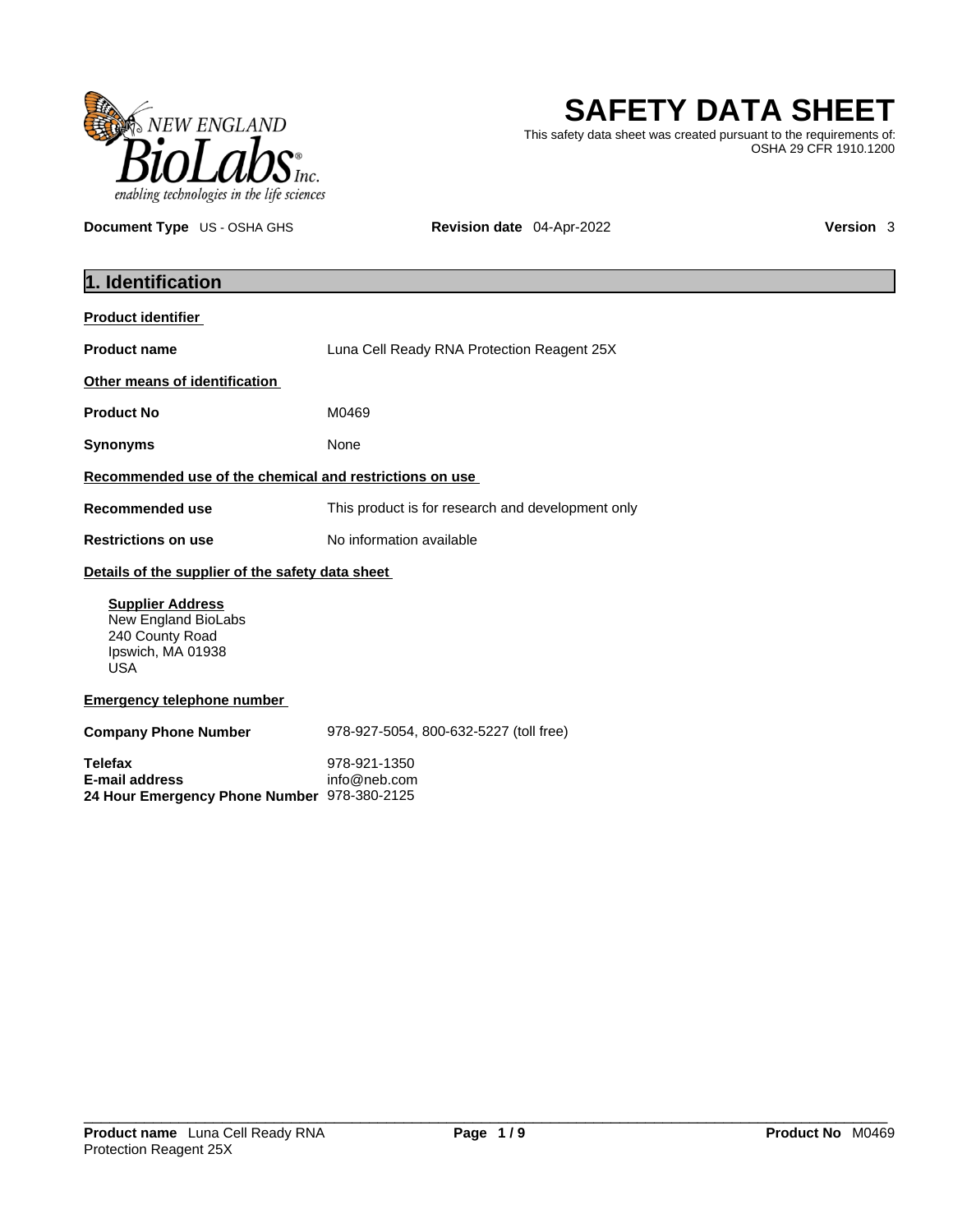NEW ENGLAND BioLabs Inc.
enabling technologies in the life sciences

# SAFETY DATA SHEET

This safety data sheet was created pursuant to the requirements of: OSHA 29 CFR 1910.1200

**Document Type** US - OSHA GHS **Revision date** 04-Apr-2022 **Version** 3

## 1. Identification

**Product identifier**

**Product name** Luna Cell Ready RNA Protection Reagent 25X

**Other means of identification**

**Product No** M0469

**Synonyms** None

**Recommended use of the chemical and restrictions on use**

**Recommended use** This product is for research and development only

**Restrictions on use** No information available

**Details of the supplier of the safety data sheet**

**Supplier Address**
New England BioLabs
240 County Road
Ipswich, MA 01938
USA

**Emergency telephone number**

**Company Phone Number** 978-927-5054, 800-632-5227 (toll free)

**Telefax** 978-921-1350
**E-mail address** info@neb.com
**24 Hour Emergency Phone Number** 978-380-2125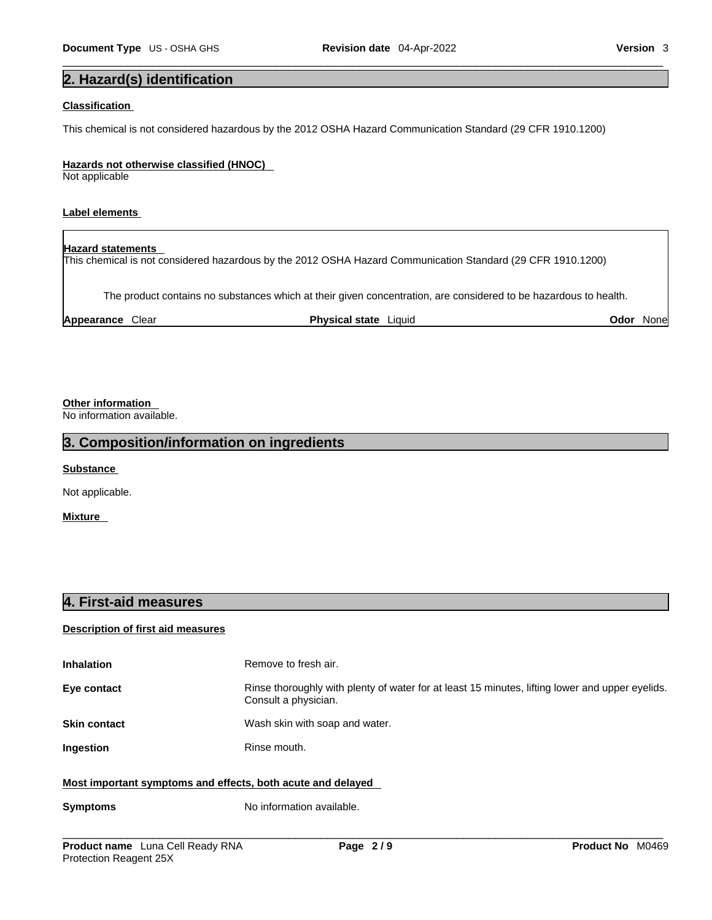## 2. Hazard(s) identification

**Classification**

This chemical is not considered hazardous by the 2012 OSHA Hazard Communication Standard (29 CFR 1910.1200)

**Hazards not otherwise classified (HNOC)**

Not applicable

**Label elements**

**Hazard statements**

This chemical is not considered hazardous by the 2012 OSHA Hazard Communication Standard (29 CFR 1910.1200)

The product contains no substances which at their given concentration, are considered to be hazardous to health.

| **Appearance** Clear | **Physical state** Liquid | **Odor** None |
|---|---|---|

**Other information**

No information available.

## 3. Composition/information on ingredients

**Substance**

Not applicable.

**Mixture**

## 4. First-aid measures

**Description of first aid measures**

| | |
|---|---|
| **Inhalation** | Remove to fresh air. |
| **Eye contact** | Rinse thoroughly with plenty of water for at least 15 minutes, lifting lower and upper eyelids. Consult a physician. |
| **Skin contact** | Wash skin with soap and water. |
| **Ingestion** | Rinse mouth. |

**Most important symptoms and effects, both acute and delayed**

| | |
|---|---|
| **Symptoms** | No information available. |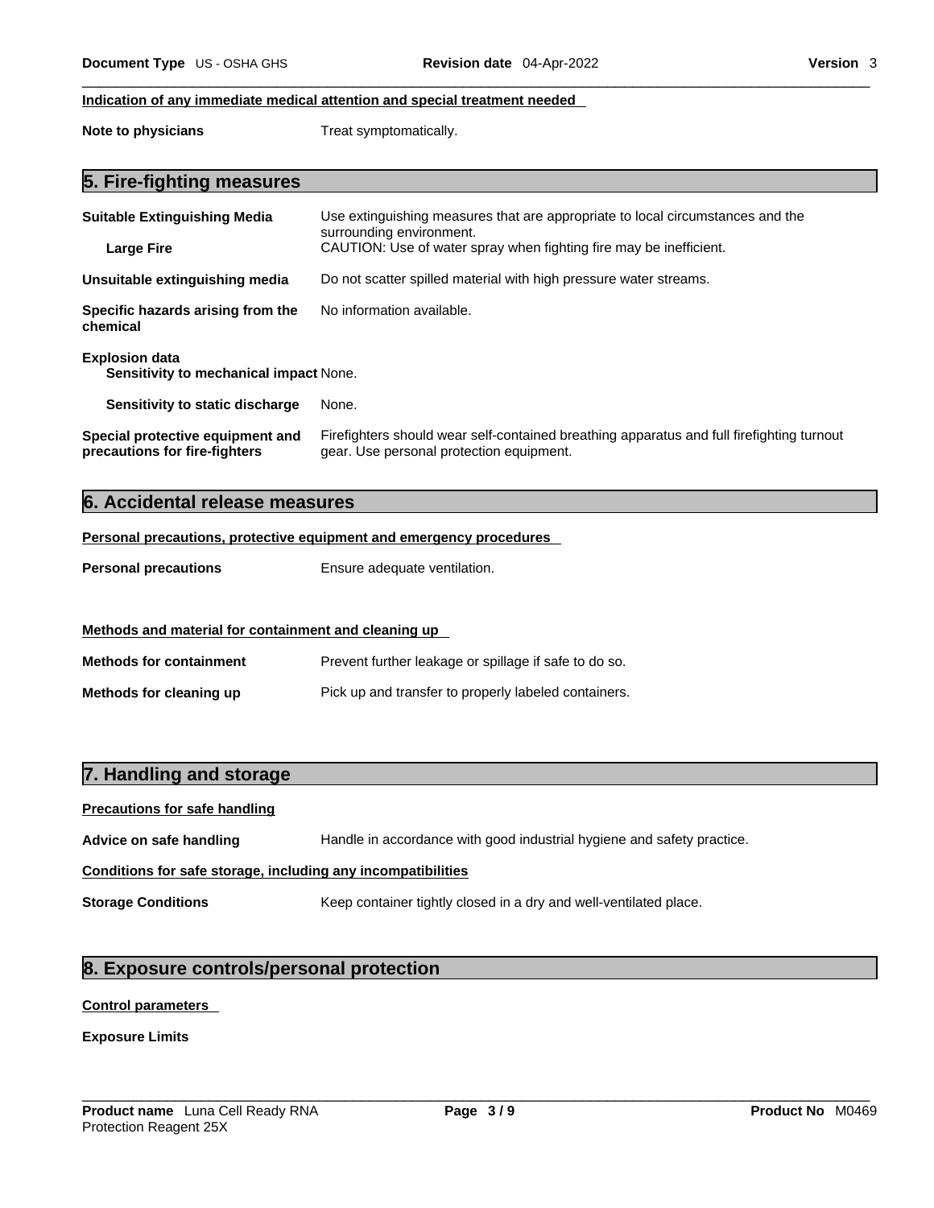**Indication of any immediate medical attention and special treatment needed**

**Note to physicians** Treat symptomatically.

## 5. Fire-fighting measures

**Suitable Extinguishing Media** Use extinguishing measures that are appropriate to local circumstances and the surrounding environment.

**Large Fire** CAUTION: Use of water spray when fighting fire may be inefficient.

**Unsuitable extinguishing media** Do not scatter spilled material with high pressure water streams.

**Specific hazards arising from the chemical** No information available.

**Explosion data**

**Sensitivity to mechanical impact** None.

**Sensitivity to static discharge** None.

**Special protective equipment and precautions for fire-fighters** Firefighters should wear self-contained breathing apparatus and full firefighting turnout gear. Use personal protection equipment.

## 6. Accidental release measures

**Personal precautions, protective equipment and emergency procedures**

**Personal precautions** Ensure adequate ventilation.

**Methods and material for containment and cleaning up**

**Methods for containment** Prevent further leakage or spillage if safe to do so.

**Methods for cleaning up** Pick up and transfer to properly labeled containers.

## 7. Handling and storage

**Precautions for safe handling**

**Advice on safe handling** Handle in accordance with good industrial hygiene and safety practice.

**Conditions for safe storage, including any incompatibilities**

**Storage Conditions** Keep container tightly closed in a dry and well-ventilated place.

## 8. Exposure controls/personal protection

**Control parameters**

**Exposure Limits**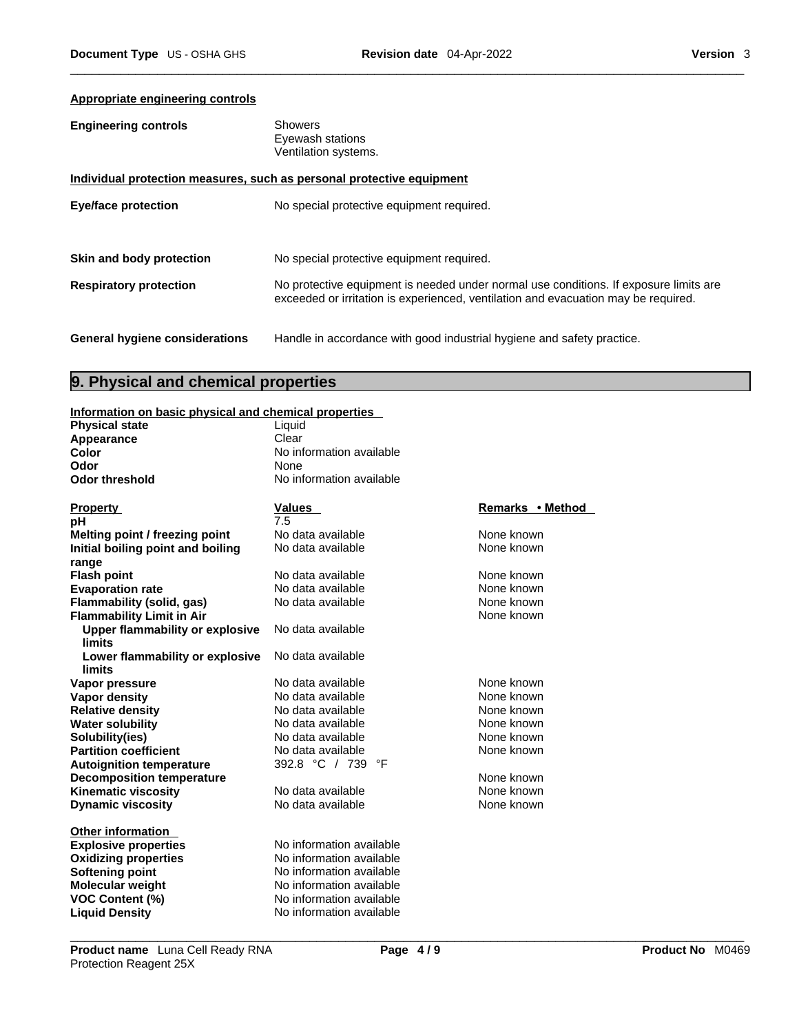**Appropriate engineering controls**

| | |
|---|---|
| **Engineering controls** | Showers<br>Eyewash stations<br>Ventilation systems. |

**Individual protection measures, such as personal protective equipment**

| | |
|---|---|
| **Eye/face protection** | No special protective equipment required. |
| **Skin and body protection** | No special protective equipment required. |
| **Respiratory protection** | No protective equipment is needed under normal use conditions. If exposure limits are exceeded or irritation is experienced, ventilation and evacuation may be required. |
| **General hygiene considerations** | Handle in accordance with good industrial hygiene and safety practice. |

## 9. Physical and chemical properties

**Information on basic physical and chemical properties**

| | |
|---|---|
| **Physical state** | Liquid |
| **Appearance** | Clear |
| **Color** | No information available |
| **Odor** | None |
| **Odor threshold** | No information available |

| Property | Values | Remarks • Method |
|---|---|---|
| **pH** | 7.5 | |
| **Melting point / freezing point** | No data available | None known |
| **Initial boiling point and boiling range** | No data available | None known |
| **Flash point** | No data available | None known |
| **Evaporation rate** | No data available | None known |
| **Flammability (solid, gas)** | No data available | None known |
| **Flammability Limit in Air** | | None known |
| **Upper flammability or explosive limits** | No data available | |
| **Lower flammability or explosive limits** | No data available | |
| **Vapor pressure** | No data available | None known |
| **Vapor density** | No data available | None known |
| **Relative density** | No data available | None known |
| **Water solubility** | No data available | None known |
| **Solubility(ies)** | No data available | None known |
| **Partition coefficient** | No data available | None known |
| **Autoignition temperature** | 392.8 °C / 739 °F | |
| **Decomposition temperature** | | None known |
| **Kinematic viscosity** | No data available | None known |
| **Dynamic viscosity** | No data available | None known |

**Other information**

| | |
|---|---|
| **Explosive properties** | No information available |
| **Oxidizing properties** | No information available |
| **Softening point** | No information available |
| **Molecular weight** | No information available |
| **VOC Content (%)** | No information available |
| **Liquid Density** | No information available |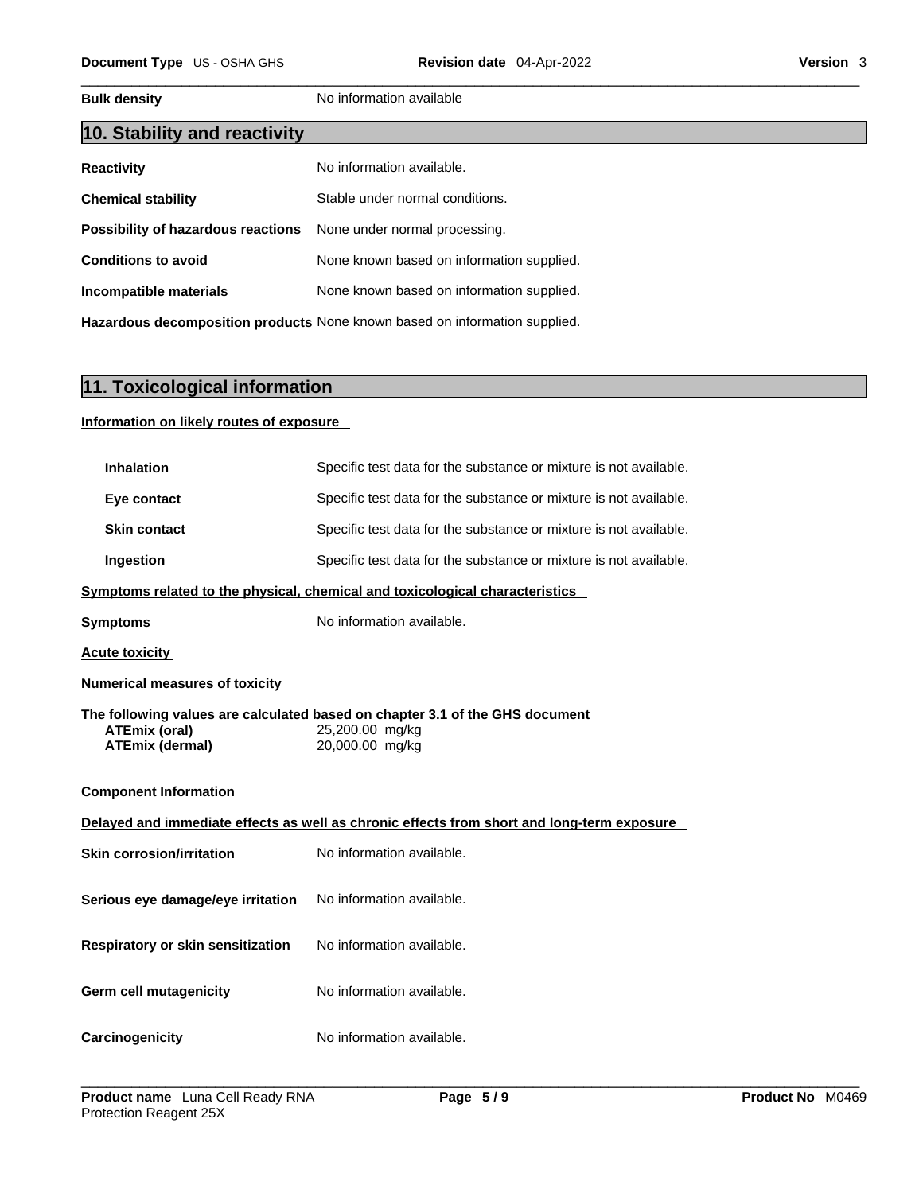**Bulk density** No information available

## 10. Stability and reactivity

| | |
|---|---|
| **Reactivity** | No information available. |
| **Chemical stability** | Stable under normal conditions. |
| **Possibility of hazardous reactions** | None under normal processing. |
| **Conditions to avoid** | None known based on information supplied. |
| **Incompatible materials** | None known based on information supplied. |
| **Hazardous decomposition products** | None known based on information supplied. |

## 11. Toxicological information

**Information on likely routes of exposure**

| | |
|---|---|
| **Inhalation** | Specific test data for the substance or mixture is not available. |
| **Eye contact** | Specific test data for the substance or mixture is not available. |
| **Skin contact** | Specific test data for the substance or mixture is not available. |
| **Ingestion** | Specific test data for the substance or mixture is not available. |

**Symptoms related to the physical, chemical and toxicological characteristics**

**Symptoms** No information available.

**Acute toxicity**

**Numerical measures of toxicity**

**The following values are calculated based on chapter 3.1 of the GHS document**

| | |
|---|---|
| **ATEmix (oral)** | 25,200.00 mg/kg |
| **ATEmix (dermal)** | 20,000.00 mg/kg |

**Component Information**

**Delayed and immediate effects as well as chronic effects from short and long-term exposure**

| | |
|---|---|
| **Skin corrosion/irritation** | No information available. |
| **Serious eye damage/eye irritation** | No information available. |
| **Respiratory or skin sensitization** | No information available. |
| **Germ cell mutagenicity** | No information available. |
| **Carcinogenicity** | No information available. |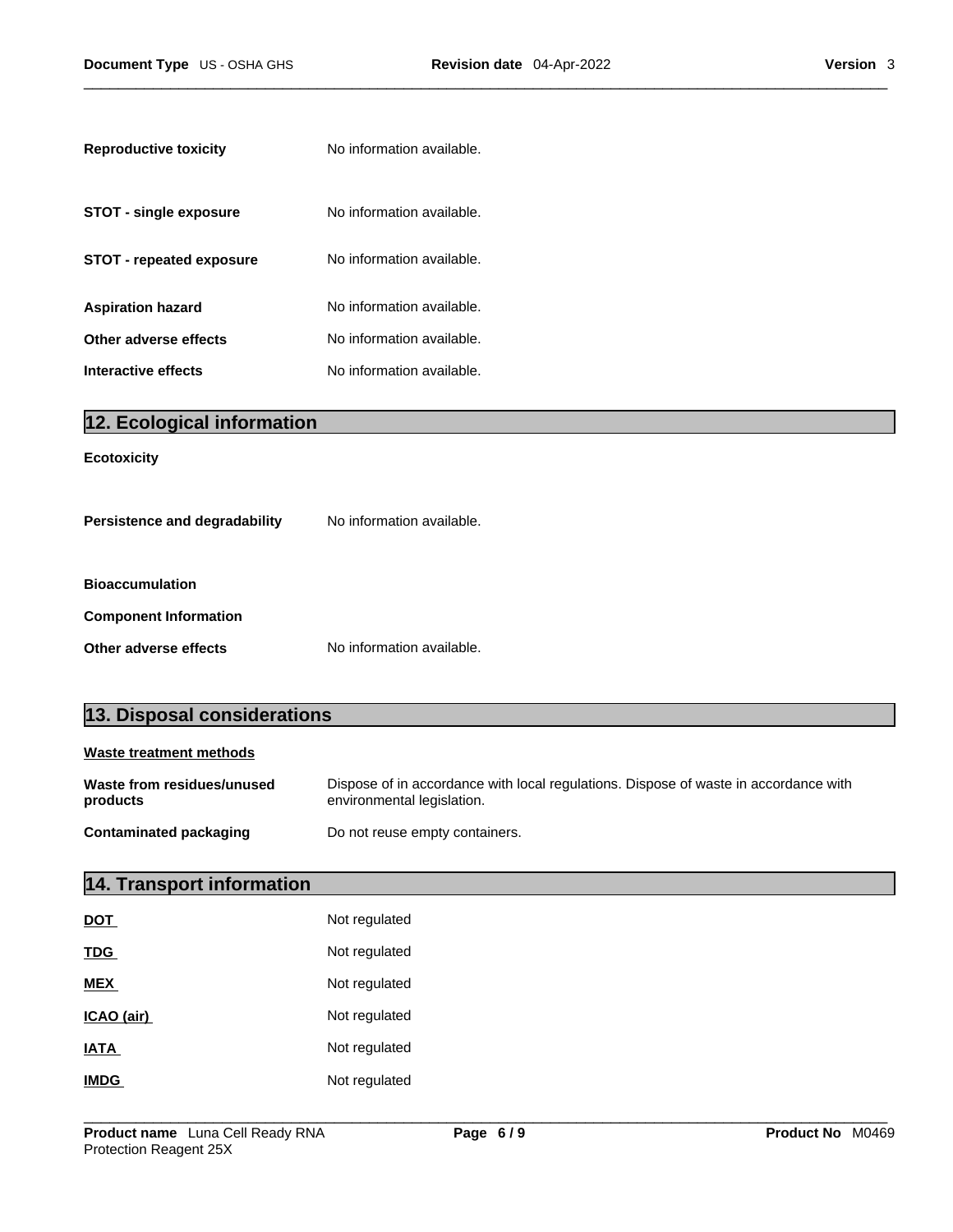**Reproductive toxicity** No information available.

**STOT - single exposure** No information available.

**STOT - repeated exposure** No information available.

**Aspiration hazard** No information available.

**Other adverse effects** No information available.

**Interactive effects** No information available.

## 12. Ecological information

**Ecotoxicity**

**Persistence and degradability** No information available.

**Bioaccumulation**

**Component Information**

**Other adverse effects** No information available.

## 13. Disposal considerations

**Waste treatment methods**

**Waste from residues/unused products** Dispose of in accordance with local regulations. Dispose of waste in accordance with environmental legislation.

**Contaminated packaging** Do not reuse empty containers.

## 14. Transport information

| | |
|---|---|
| **DOT** | Not regulated |
| **TDG** | Not regulated |
| **MEX** | Not regulated |
| **ICAO (air)** | Not regulated |
| **IATA** | Not regulated |
| **IMDG** | Not regulated |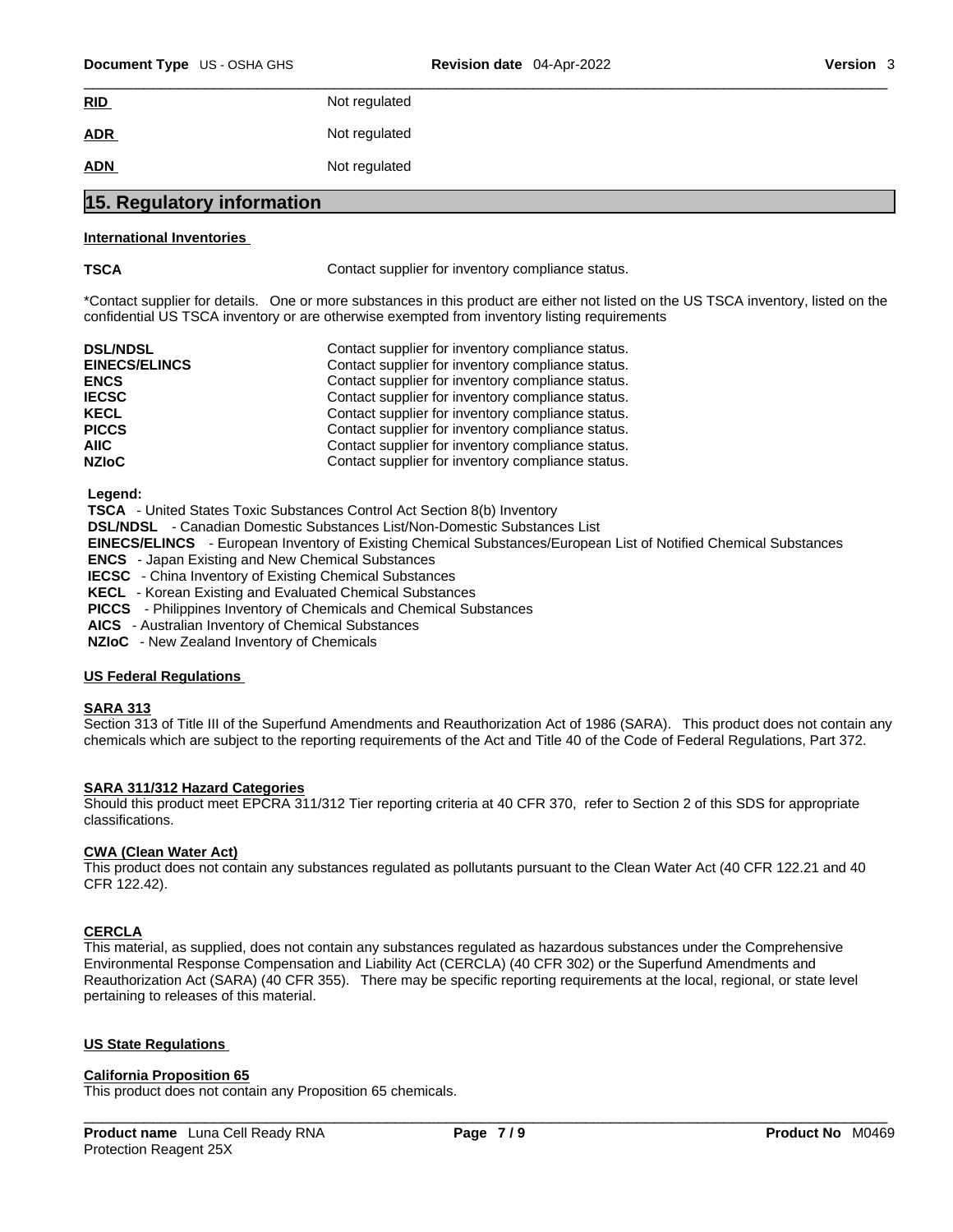| | |
|---|---|
| **RID** | Not regulated |
| **ADR** | Not regulated |
| **ADN** | Not regulated |

## 15. Regulatory information

**International Inventories**

| | |
|---|---|
| **TSCA** | Contact supplier for inventory compliance status. |

*Contact supplier for details. One or more substances in this product are either not listed on the US TSCA inventory, listed on the confidential US TSCA inventory or are otherwise exempted from inventory listing requirements

| | |
|---|---|
| **DSL/NDSL** | Contact supplier for inventory compliance status. |
| **EINECS/ELINCS** | Contact supplier for inventory compliance status. |
| **ENCS** | Contact supplier for inventory compliance status. |
| **IECSC** | Contact supplier for inventory compliance status. |
| **KECL** | Contact supplier for inventory compliance status. |
| **PICCS** | Contact supplier for inventory compliance status. |
| **AIIC** | Contact supplier for inventory compliance status. |
| **NZIoC** | Contact supplier for inventory compliance status. |

**Legend:**

**TSCA** - United States Toxic Substances Control Act Section 8(b) Inventory
**DSL/NDSL** - Canadian Domestic Substances List/Non-Domestic Substances List
**EINECS/ELINCS** - European Inventory of Existing Chemical Substances/European List of Notified Chemical Substances
**ENCS** - Japan Existing and New Chemical Substances
**IECSC** - China Inventory of Existing Chemical Substances
**KECL** - Korean Existing and Evaluated Chemical Substances
**PICCS** - Philippines Inventory of Chemicals and Chemical Substances
**AICS** - Australian Inventory of Chemical Substances
**NZIoC** - New Zealand Inventory of Chemicals

**US Federal Regulations**

**SARA 313**
Section 313 of Title III of the Superfund Amendments and Reauthorization Act of 1986 (SARA). This product does not contain any chemicals which are subject to the reporting requirements of the Act and Title 40 of the Code of Federal Regulations, Part 372.

**SARA 311/312 Hazard Categories**
Should this product meet EPCRA 311/312 Tier reporting criteria at 40 CFR 370, refer to Section 2 of this SDS for appropriate classifications.

**CWA (Clean Water Act)**
This product does not contain any substances regulated as pollutants pursuant to the Clean Water Act (40 CFR 122.21 and 40 CFR 122.42).

**CERCLA**
This material, as supplied, does not contain any substances regulated as hazardous substances under the Comprehensive Environmental Response Compensation and Liability Act (CERCLA) (40 CFR 302) or the Superfund Amendments and Reauthorization Act (SARA) (40 CFR 355). There may be specific reporting requirements at the local, regional, or state level pertaining to releases of this material.

**US State Regulations**

**California Proposition 65**
This product does not contain any Proposition 65 chemicals.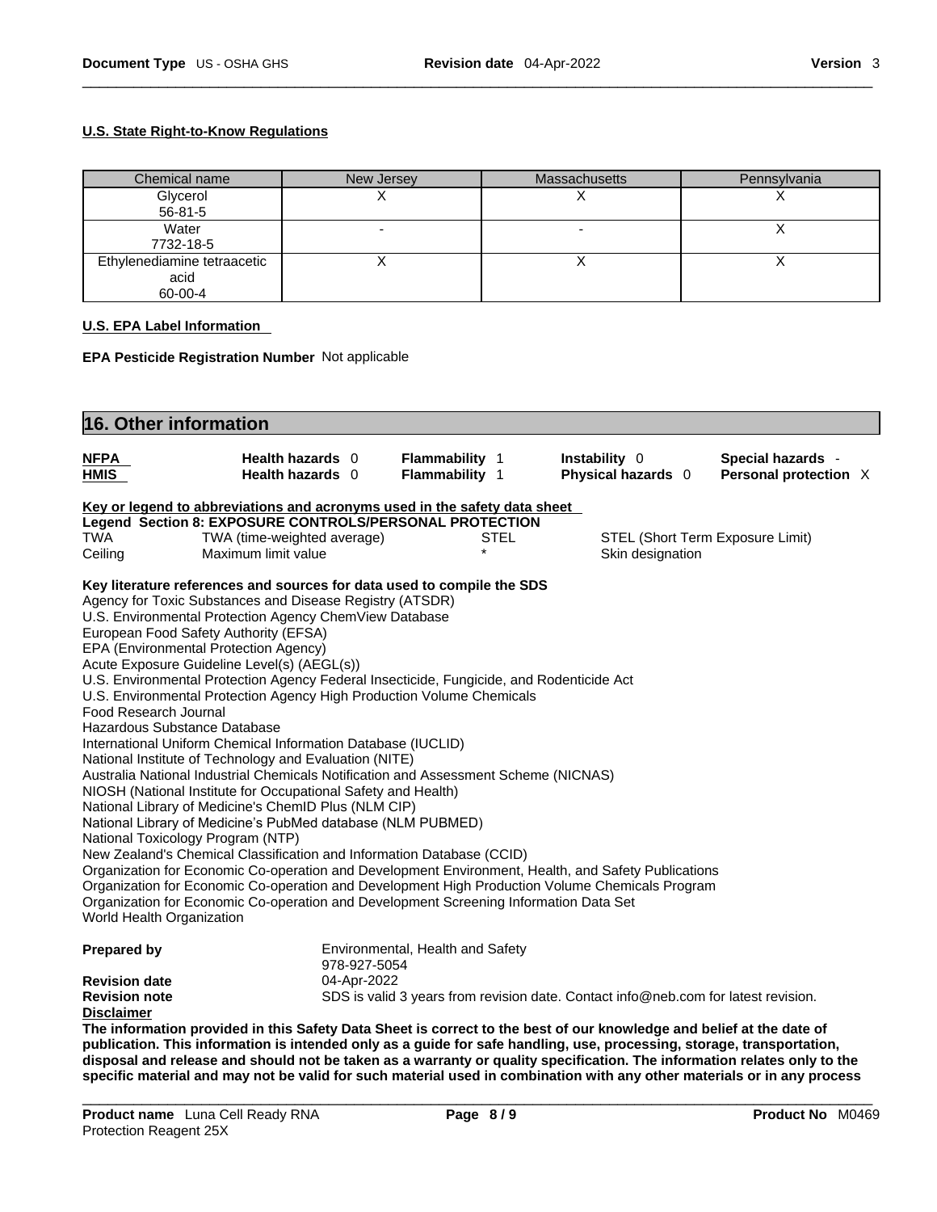**U.S. State Right-to-Know Regulations**

| Chemical name | New Jersey | Massachusetts | Pennsylvania |
|---|---|---|---|
| Glycerol<br>56-81-5 | X | X | X |
| Water<br>7732-18-5 | - | - | X |
| Ethylenediamine tetraacetic acid<br>60-00-4 | X | X | X |

**U.S. EPA Label Information**

**EPA Pesticide Registration Number** Not applicable

## 16. Other information

| | | | | |
|---|---|---|---|---|
| **NFPA** | **Health hazards** 0 | **Flammability** 1 | **Instability** 0 | **Special hazards** - |
| **HMIS** | **Health hazards** 0 | **Flammability** 1 | **Physical hazards** 0 | **Personal protection** X |

**Key or legend to abbreviations and acronyms used in the safety data sheet**

**Legend Section 8: EXPOSURE CONTROLS/PERSONAL PROTECTION**

| | | | |
|---|---|---|---|
| TWA | TWA (time-weighted average) | STEL | STEL (Short Term Exposure Limit) |
| Ceiling | Maximum limit value | * | Skin designation |

**Key literature references and sources for data used to compile the SDS**

Agency for Toxic Substances and Disease Registry (ATSDR)
U.S. Environmental Protection Agency ChemView Database
European Food Safety Authority (EFSA)
EPA (Environmental Protection Agency)
Acute Exposure Guideline Level(s) (AEGL(s))
U.S. Environmental Protection Agency Federal Insecticide, Fungicide, and Rodenticide Act
U.S. Environmental Protection Agency High Production Volume Chemicals
Food Research Journal
Hazardous Substance Database
International Uniform Chemical Information Database (IUCLID)
National Institute of Technology and Evaluation (NITE)
Australia National Industrial Chemicals Notification and Assessment Scheme (NICNAS)
NIOSH (National Institute for Occupational Safety and Health)
National Library of Medicine's ChemID Plus (NLM CIP)
National Library of Medicine's PubMed database (NLM PUBMED)
National Toxicology Program (NTP)
New Zealand's Chemical Classification and Information Database (CCID)
Organization for Economic Co-operation and Development Environment, Health, and Safety Publications
Organization for Economic Co-operation and Development High Production Volume Chemicals Program
Organization for Economic Co-operation and Development Screening Information Data Set
World Health Organization

**Prepared by** Environmental, Health and Safety
978-927-5054

**Revision date** 04-Apr-2022

**Revision note** SDS is valid 3 years from revision date. Contact info@neb.com for latest revision.

**Disclaimer**

**The information provided in this Safety Data Sheet is correct to the best of our knowledge and belief at the date of publication. This information is intended only as a guide for safe handling, use, processing, storage, transportation, disposal and release and should not be taken as a warranty or quality specification. The information relates only to the specific material and may not be valid for such material used in combination with any other materials or in any process**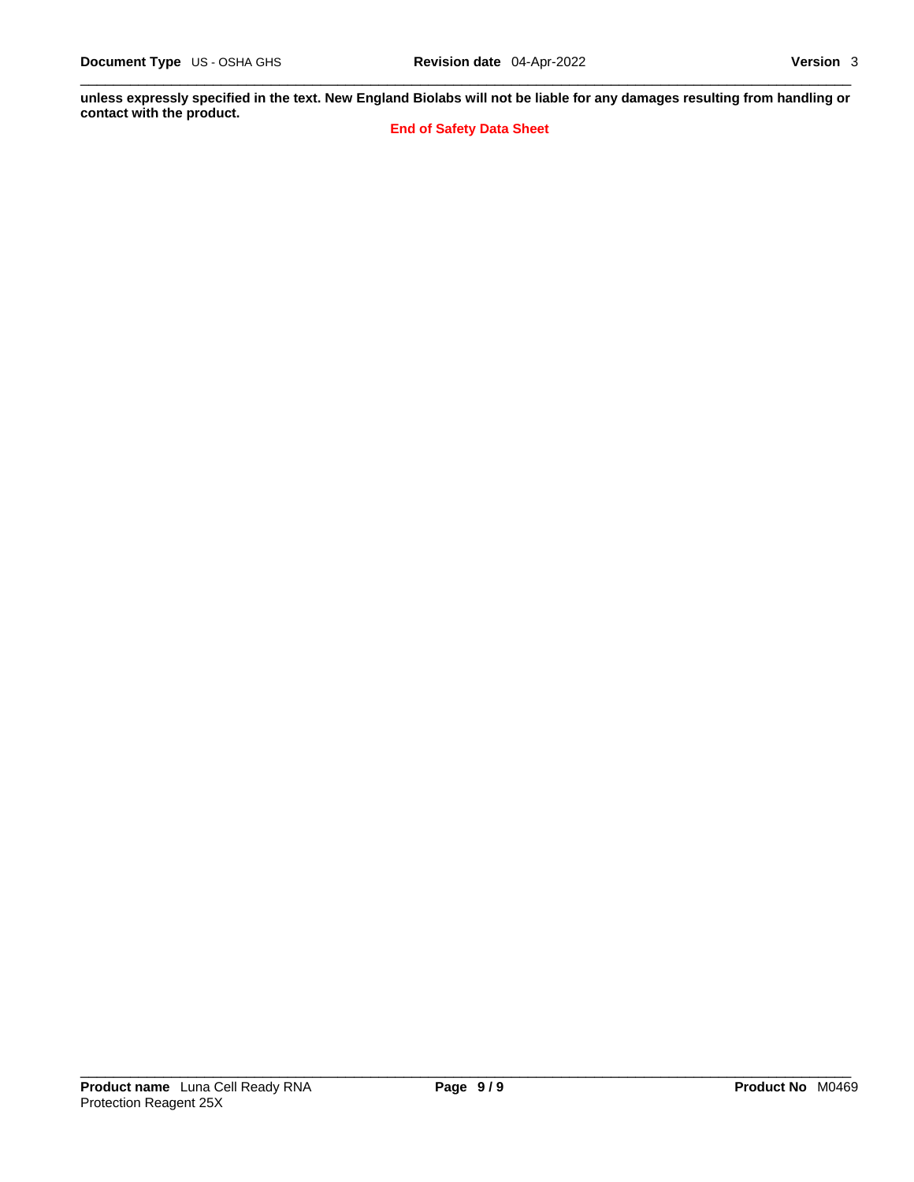**unless expressly specified in the text. New England Biolabs will not be liable for any damages resulting from handling or contact with the product.**

**End of Safety Data Sheet**